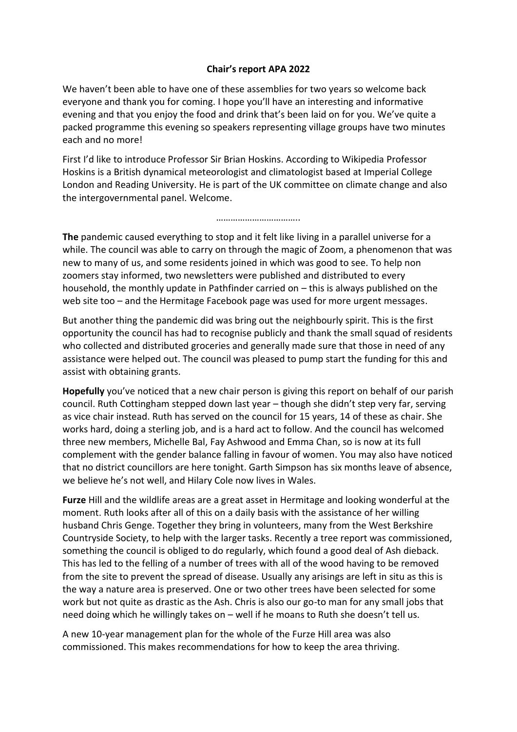**Chair's report APA 2022**

We haven't been able to have one of these assemblies for two years so welcome back everyone and thank you for coming. I hope you'll have an interesting and informative evening and that you enjoy the food and drink that's been laid on for you. We've quite a packed programme this evening so speakers representing village groups have two minutes each and no more!

First I'd like to introduce Professor Sir Brian Hoskins. According to Wikipedia Professor Hoskins is a British dynamical meteorologist and climatologist based at Imperial College London and Reading University. He is part of the UK committee on climate change and also the intergovernmental panel. Welcome.

……………………………..

**The** pandemic caused everything to stop and it felt like living in a parallel universe for a while. The council was able to carry on through the magic of Zoom, a phenomenon that was new to many of us, and some residents joined in which was good to see. To help non zoomers stay informed, two newsletters were published and distributed to every household, the monthly update in Pathfinder carried on – this is always published on the web site too – and the Hermitage Facebook page was used for more urgent messages.

But another thing the pandemic did was bring out the neighbourly spirit. This is the first opportunity the council has had to recognise publicly and thank the small squad of residents who collected and distributed groceries and generally made sure that those in need of any assistance were helped out. The council was pleased to pump start the funding for this and assist with obtaining grants.

**Hopefully** you've noticed that a new chair person is giving this report on behalf of our parish council. Ruth Cottingham stepped down last year – though she didn't step very far, serving as vice chair instead. Ruth has served on the council for 15 years, 14 of these as chair. She works hard, doing a sterling job, and is a hard act to follow. And the council has welcomed three new members, Michelle Bal, Fay Ashwood and Emma Chan, so is now at its full complement with the gender balance falling in favour of women. You may also have noticed that no district councillors are here tonight. Garth Simpson has six months leave of absence, we believe he's not well, and Hilary Cole now lives in Wales.

**Furze** Hill and the wildlife areas are a great asset in Hermitage and looking wonderful at the moment. Ruth looks after all of this on a daily basis with the assistance of her willing husband Chris Genge. Together they bring in volunteers, many from the West Berkshire Countryside Society, to help with the larger tasks. Recently a tree report was commissioned, something the council is obliged to do regularly, which found a good deal of Ash dieback. This has led to the felling of a number of trees with all of the wood having to be removed from the site to prevent the spread of disease. Usually any arisings are left in situ as this is the way a nature area is preserved. One or two other trees have been selected for some work but not quite as drastic as the Ash. Chris is also our go-to man for any small jobs that need doing which he willingly takes on – well if he moans to Ruth she doesn't tell us.

A new 10-year management plan for the whole of the Furze Hill area was also commissioned. This makes recommendations for how to keep the area thriving.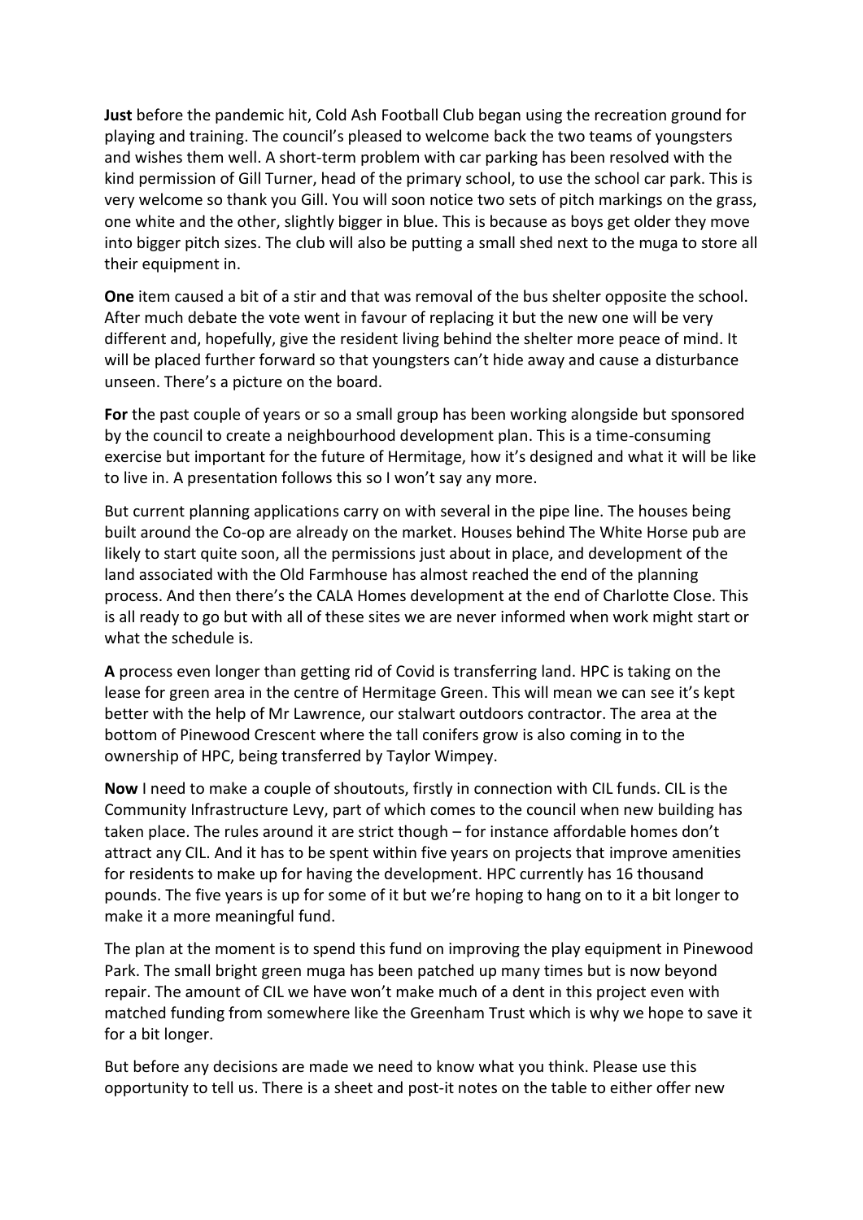**Just** before the pandemic hit, Cold Ash Football Club began using the recreation ground for playing and training. The council's pleased to welcome back the two teams of youngsters and wishes them well. A short-term problem with car parking has been resolved with the kind permission of Gill Turner, head of the primary school, to use the school car park. This is very welcome so thank you Gill. You will soon notice two sets of pitch markings on the grass, one white and the other, slightly bigger in blue. This is because as boys get older they move into bigger pitch sizes. The club will also be putting a small shed next to the muga to store all their equipment in.

**One** item caused a bit of a stir and that was removal of the bus shelter opposite the school. After much debate the vote went in favour of replacing it but the new one will be very different and, hopefully, give the resident living behind the shelter more peace of mind. It will be placed further forward so that youngsters can't hide away and cause a disturbance unseen. There's a picture on the board.

**For** the past couple of years or so a small group has been working alongside but sponsored by the council to create a neighbourhood development plan. This is a time-consuming exercise but important for the future of Hermitage, how it's designed and what it will be like to live in. A presentation follows this so I won't say any more.

But current planning applications carry on with several in the pipe line. The houses being built around the Co-op are already on the market. Houses behind The White Horse pub are likely to start quite soon, all the permissions just about in place, and development of the land associated with the Old Farmhouse has almost reached the end of the planning process. And then there's the CALA Homes development at the end of Charlotte Close. This is all ready to go but with all of these sites we are never informed when work might start or what the schedule is.

**A** process even longer than getting rid of Covid is transferring land. HPC is taking on the lease for green area in the centre of Hermitage Green. This will mean we can see it's kept better with the help of Mr Lawrence, our stalwart outdoors contractor. The area at the bottom of Pinewood Crescent where the tall conifers grow is also coming in to the ownership of HPC, being transferred by Taylor Wimpey.

**Now** I need to make a couple of shoutouts, firstly in connection with CIL funds. CIL is the Community Infrastructure Levy, part of which comes to the council when new building has taken place. The rules around it are strict though – for instance affordable homes don't attract any CIL. And it has to be spent within five years on projects that improve amenities for residents to make up for having the development. HPC currently has 16 thousand pounds. The five years is up for some of it but we're hoping to hang on to it a bit longer to make it a more meaningful fund.

The plan at the moment is to spend this fund on improving the play equipment in Pinewood Park. The small bright green muga has been patched up many times but is now beyond repair. The amount of CIL we have won't make much of a dent in this project even with matched funding from somewhere like the Greenham Trust which is why we hope to save it for a bit longer.

But before any decisions are made we need to know what you think. Please use this opportunity to tell us. There is a sheet and post-it notes on the table to either offer new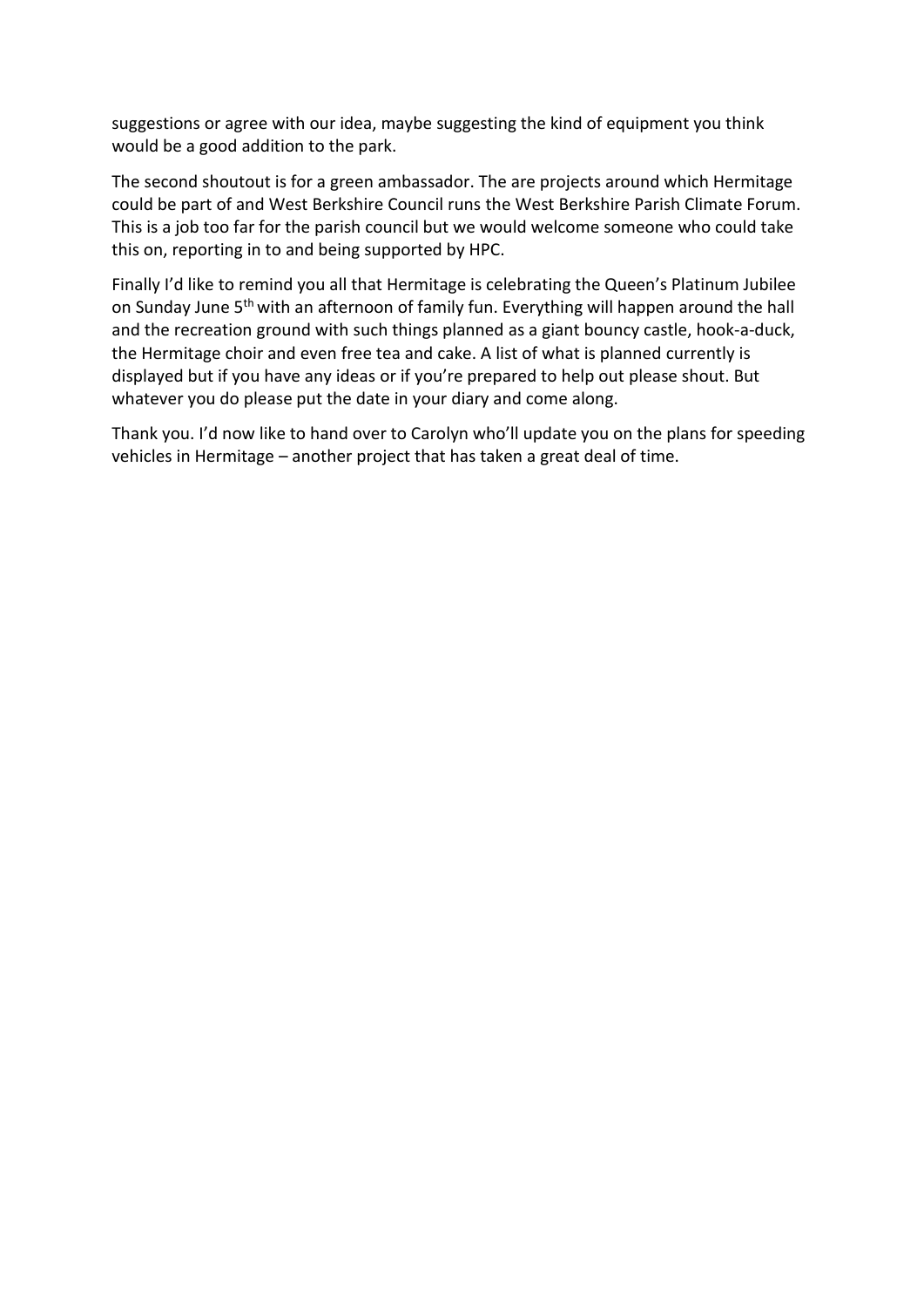suggestions or agree with our idea, maybe suggesting the kind of equipment you think would be a good addition to the park.

The second shoutout is for a green ambassador. The are projects around which Hermitage could be part of and West Berkshire Council runs the West Berkshire Parish Climate Forum. This is a job too far for the parish council but we would welcome someone who could take this on, reporting in to and being supported by HPC.

Finally I'd like to remind you all that Hermitage is celebrating the Queen's Platinum Jubilee on Sunday June 5th with an afternoon of family fun. Everything will happen around the hall and the recreation ground with such things planned as a giant bouncy castle, hook-a-duck, the Hermitage choir and even free tea and cake. A list of what is planned currently is displayed but if you have any ideas or if you're prepared to help out please shout. But whatever you do please put the date in your diary and come along.

Thank you. I'd now like to hand over to Carolyn who'll update you on the plans for speeding vehicles in Hermitage – another project that has taken a great deal of time.